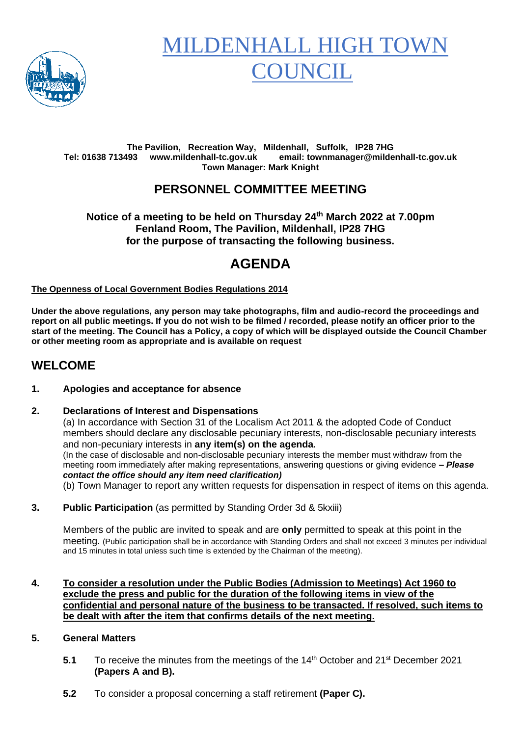# MILDENHALL HIGH TOWN COUNCIL

**The Pavilion, Recreation Way, Mildenhall, Suffolk, IP28 7HG**
**Tel: 01638 713493 www.mildenhall-tc.gov.uk email: townmanager@mildenhall-tc.gov.uk**
**Town Manager: Mark Knight**

## PERSONNEL COMMITTEE MEETING

**Notice of a meeting to be held on Thursday 24th March 2022 at 7.00pm**
**Fenland Room, The Pavilion, Mildenhall, IP28 7HG**
**for the purpose of transacting the following business.**

# AGENDA

**The Openness of Local Government Bodies Regulations 2014**

**Under the above regulations, any person may take photographs, film and audio-record the proceedings and report on all public meetings. If you do not wish to be filmed / recorded, please notify an officer prior to the start of the meeting. The Council has a Policy, a copy of which will be displayed outside the Council Chamber or other meeting room as appropriate and is available on request**

## WELCOME

**1. Apologies and acceptance for absence**

**2. Declarations of Interest and Dispensations**

(a) In accordance with Section 31 of the Localism Act 2011 & the adopted Code of Conduct members should declare any disclosable pecuniary interests, non-disclosable pecuniary interests and non-pecuniary interests in **any item(s) on the agenda.**

(In the case of disclosable and non-disclosable pecuniary interests the member must withdraw from the meeting room immediately after making representations, answering questions or giving evidence ***– Please contact the office should any item need clarification)***

(b) Town Manager to report any written requests for dispensation in respect of items on this agenda.

**3. Public Participation** (as permitted by Standing Order 3d & 5kxiii)

Members of the public are invited to speak and are **only** permitted to speak at this point in the meeting. (Public participation shall be in accordance with Standing Orders and shall not exceed 3 minutes per individual and 15 minutes in total unless such time is extended by the Chairman of the meeting).

**4. To consider a resolution under the Public Bodies (Admission to Meetings) Act 1960 to exclude the press and public for the duration of the following items in view of the confidential and personal nature of the business to be transacted. If resolved, such items to be dealt with after the item that confirms details of the next meeting.**

**5. General Matters**

**5.1** To receive the minutes from the meetings of the 14th October and 21st December 2021 **(Papers A and B).**

**5.2** To consider a proposal concerning a staff retirement **(Paper C).**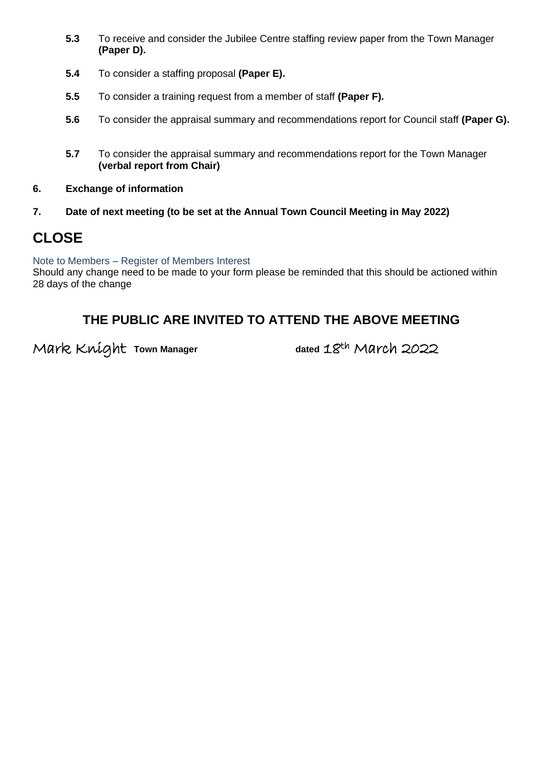**5.3** To receive and consider the Jubilee Centre staffing review paper from the Town Manager **(Paper D).**

**5.4** To consider a staffing proposal **(Paper E).**

**5.5** To consider a training request from a member of staff **(Paper F).**

**5.6** To consider the appraisal summary and recommendations report for Council staff **(Paper G).**

**5.7** To consider the appraisal summary and recommendations report for the Town Manager **(verbal report from Chair)**

**6. Exchange of information**

**7. Date of next meeting (to be set at the Annual Town Council Meeting in May 2022)**

# CLOSE

Note to Members – Register of Members Interest
Should any change need to be made to your form please be reminded that this should be actioned within 28 days of the change

## THE PUBLIC ARE INVITED TO ATTEND THE ABOVE MEETING

Mark Knight **Town Manager** **dated** 18th March 2022